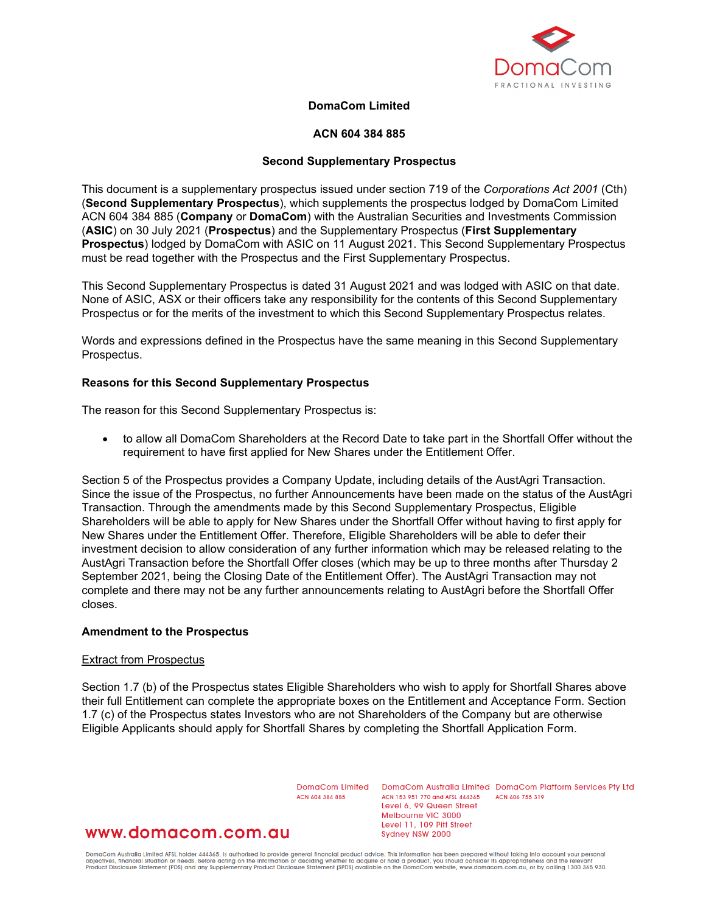**DomaCom Limited**

**ACN 604 384 885**

**Second Supplementary Prospectus**

This document is a supplementary prospectus issued under section 719 of the *Corporations Act 2001* (Cth) (**Second Supplementary Prospectus**), which supplements the prospectus lodged by DomaCom Limited ACN 604 384 885 (**Company** or **DomaCom**) with the Australian Securities and Investments Commission (**ASIC**) on 30 July 2021 (**Prospectus**) and the Supplementary Prospectus (**First Supplementary Prospectus**) lodged by DomaCom with ASIC on 11 August 2021. This Second Supplementary Prospectus must be read together with the Prospectus and the First Supplementary Prospectus.

This Second Supplementary Prospectus is dated 31 August 2021 and was lodged with ASIC on that date. None of ASIC, ASX or their officers take any responsibility for the contents of this Second Supplementary Prospectus or for the merits of the investment to which this Second Supplementary Prospectus relates.

Words and expressions defined in the Prospectus have the same meaning in this Second Supplementary Prospectus.

**Reasons for this Second Supplementary Prospectus**

The reason for this Second Supplementary Prospectus is:

- to allow all DomaCom Shareholders at the Record Date to take part in the Shortfall Offer without the requirement to have first applied for New Shares under the Entitlement Offer.

Section 5 of the Prospectus provides a Company Update, including details of the AustAgri Transaction. Since the issue of the Prospectus, no further Announcements have been made on the status of the AustAgri Transaction. Through the amendments made by this Second Supplementary Prospectus, Eligible Shareholders will be able to apply for New Shares under the Shortfall Offer without having to first apply for New Shares under the Entitlement Offer. Therefore, Eligible Shareholders will be able to defer their investment decision to allow consideration of any further information which may be released relating to the AustAgri Transaction before the Shortfall Offer closes (which may be up to three months after Thursday 2 September 2021, being the Closing Date of the Entitlement Offer). The AustAgri Transaction may not complete and there may not be any further announcements relating to AustAgri before the Shortfall Offer closes.

**Amendment to the Prospectus**

<u>Extract from Prospectus</u>

Section 1.7 (b) of the Prospectus states Eligible Shareholders who wish to apply for Shortfall Shares above their full Entitlement can complete the appropriate boxes on the Entitlement and Acceptance Form. Section 1.7 (c) of the Prospectus states Investors who are not Shareholders of the Company but are otherwise Eligible Applicants should apply for Shortfall Shares by completing the Shortfall Application Form.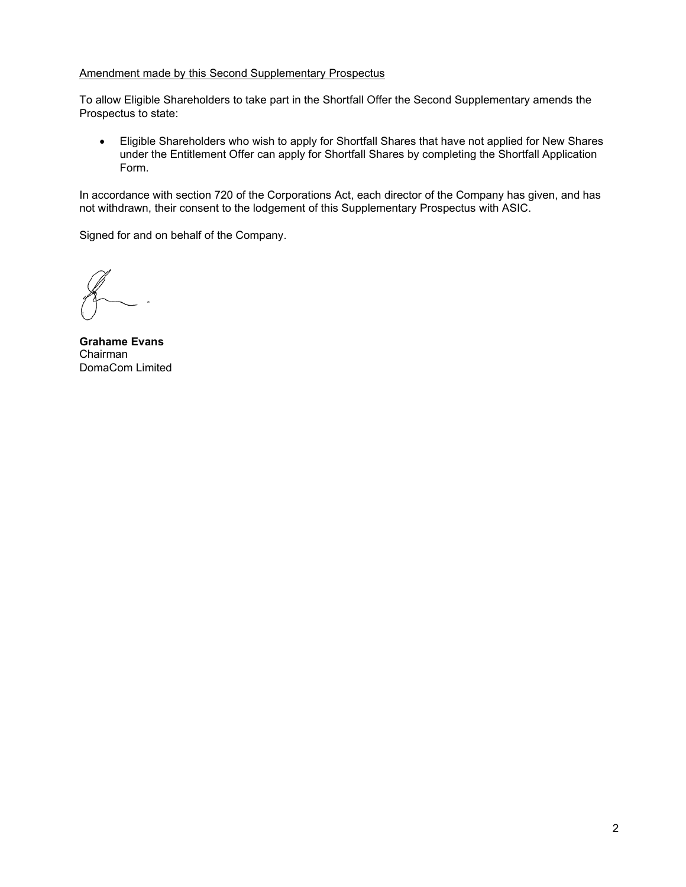Amendment made by this Second Supplementary Prospectus

To allow Eligible Shareholders to take part in the Shortfall Offer the Second Supplementary amends the Prospectus to state:

- Eligible Shareholders who wish to apply for Shortfall Shares that have not applied for New Shares under the Entitlement Offer can apply for Shortfall Shares by completing the Shortfall Application Form.

In accordance with section 720 of the Corporations Act, each director of the Company has given, and has not withdrawn, their consent to the lodgement of this Supplementary Prospectus with ASIC.

Signed for and on behalf of the Company.

**Grahame Evans**
Chairman
DomaCom Limited